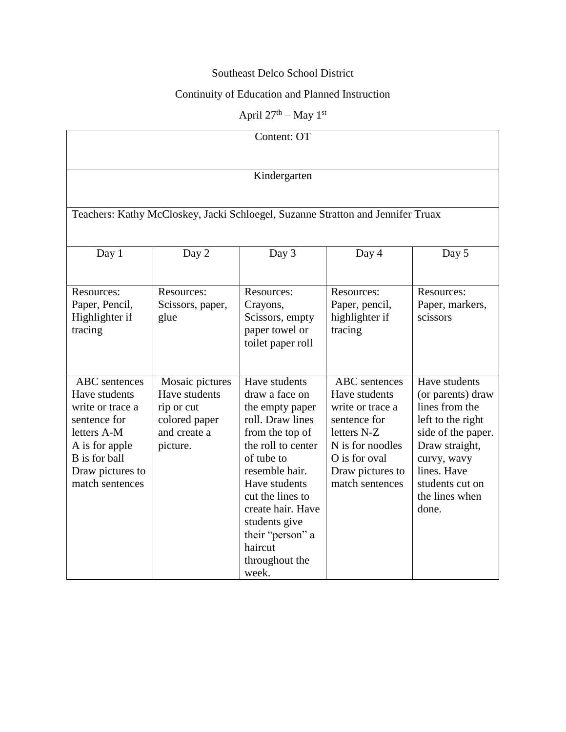Southeast Delco School District

Continuity of Education and Planned Instruction

April 27th – May 1st

| Content: OT | | | | |
|---|---|---|---|---|
| Kindergarten | | | | |
| Teachers: Kathy McCloskey, Jacki Schloegel, Suzanne Stratton and Jennifer Truax | | | | |
| Day 1 | Day 2 | Day 3 | Day 4 | Day 5 |
| Resources: Paper, Pencil, Highlighter if tracing | Resources: Scissors, paper, glue | Resources: Crayons, Scissors, empty paper towel or toilet paper roll | Resources: Paper, pencil, highlighter if tracing | Resources: Paper, markers, scissors |
| ABC sentences Have students write or trace a sentence for letters A-M A is for apple B is for ball Draw pictures to match sentences | Mosaic pictures Have students rip or cut colored paper and create a picture. | Have students draw a face on the empty paper roll. Draw lines from the top of the roll to center of tube to resemble hair. Have students cut the lines to create hair. Have students give their "person" a haircut throughout the week. | ABC sentences Have students write or trace a sentence for letters N-Z N is for noodles O is for oval Draw pictures to match sentences | Have students (or parents) draw lines from the left to the right side of the paper. Draw straight, curvy, wavy lines. Have students cut on the lines when done. |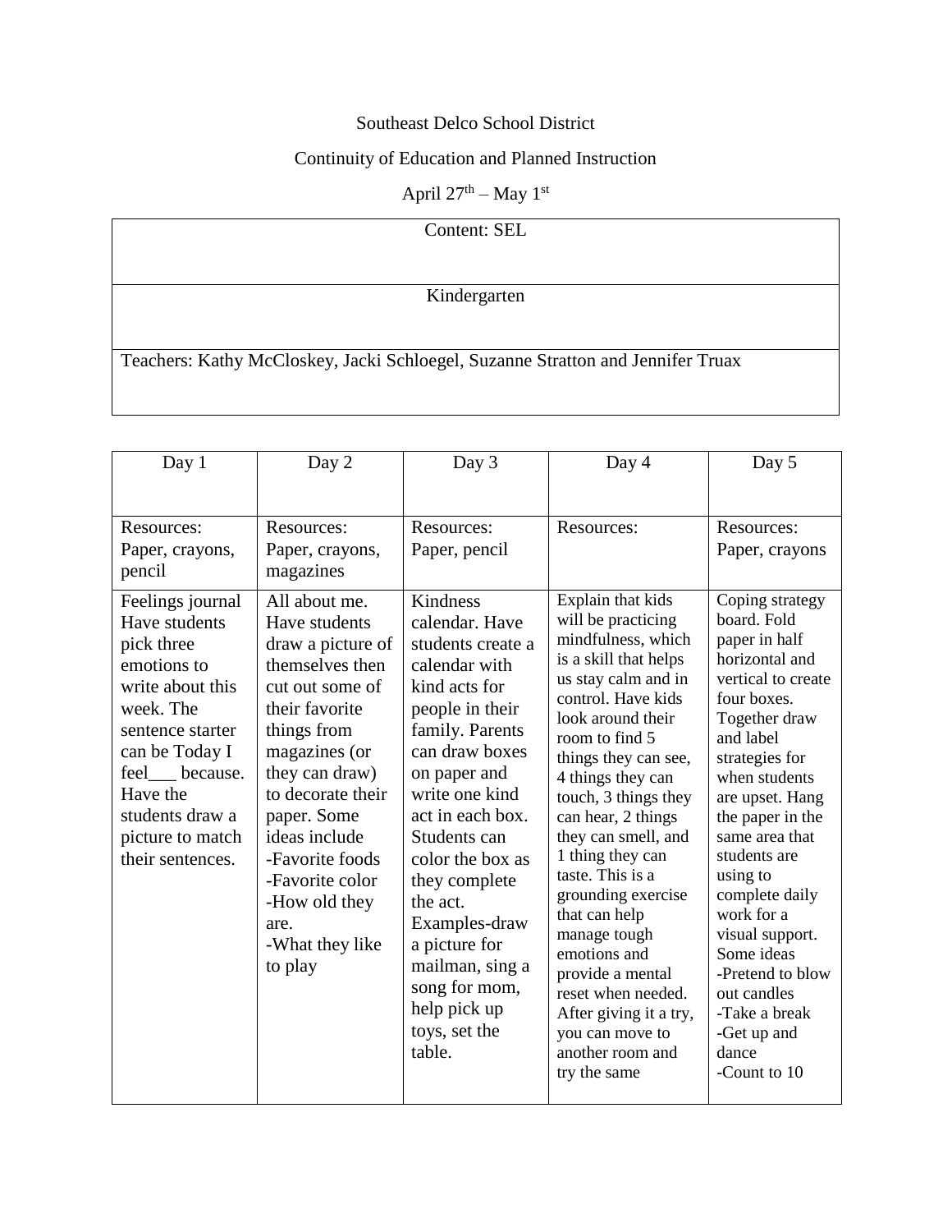Southeast Delco School District

Continuity of Education and Planned Instruction

April 27th – May 1st

| Content: SEL |
|---|
| Kindergarten |
| Teachers: Kathy McCloskey, Jacki Schloegel, Suzanne Stratton and Jennifer Truax |

| Day 1 | Day 2 | Day 3 | Day 4 | Day 5 |
|---|---|---|---|---|
| Resources: Paper, crayons, pencil | Resources: Paper, crayons, magazines | Resources: Paper, pencil | Resources: | Resources: Paper, crayons |
| Feelings journal Have students pick three emotions to write about this week. The sentence starter can be Today I feel___ because. Have the students draw a picture to match their sentences. | All about me. Have students draw a picture of themselves then cut out some of their favorite things from magazines (or they can draw) to decorate their paper. Some ideas include<br>-Favorite foods<br>-Favorite color<br>-How old they are.<br>-What they like to play | Kindness calendar. Have students create a calendar with kind acts for people in their family. Parents can draw boxes on paper and write one kind act in each box. Students can color the box as they complete the act. Examples-draw a picture for mailman, sing a song for mom, help pick up toys, set the table. | Explain that kids will be practicing mindfulness, which is a skill that helps us stay calm and in control. Have kids look around their room to find 5 things they can see, 4 things they can touch, 3 things they can hear, 2 things they can smell, and 1 thing they can taste. This is a grounding exercise that can help manage tough emotions and provide a mental reset when needed. After giving it a try, you can move to another room and try the same | Coping strategy board. Fold paper in half horizontal and vertical to create four boxes. Together draw and label strategies for when students are upset. Hang the paper in the same area that students are using to complete daily work for a visual support. Some ideas<br>-Pretend to blow out candles<br>-Take a break<br>-Get up and dance<br>-Count to 10 |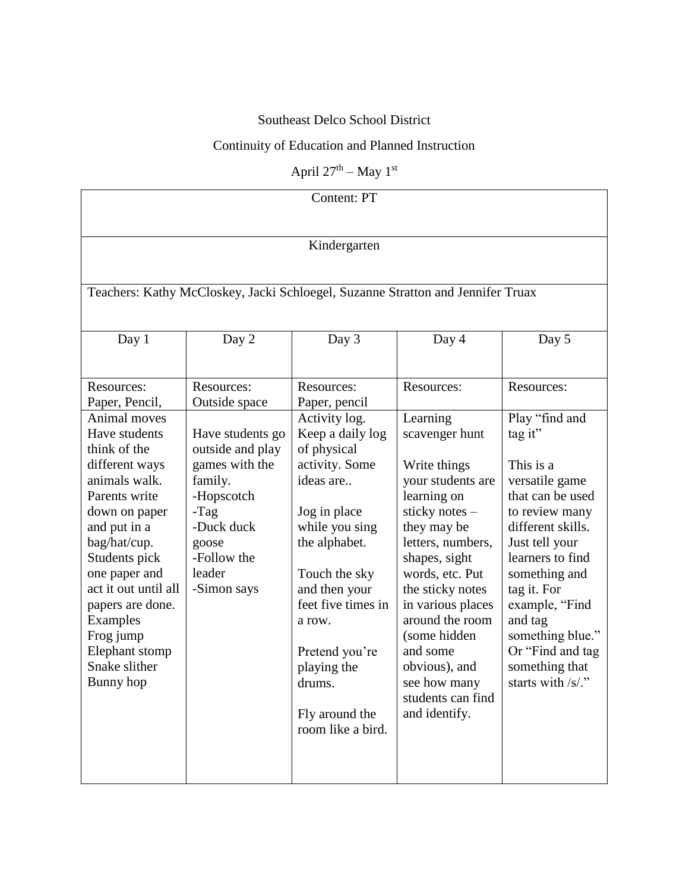Southeast Delco School District

Continuity of Education and Planned Instruction

April 27th – May 1st

| Content: PT | | | | |
|---|---|---|---|---|
| Kindergarten | | | | |
| Teachers: Kathy McCloskey, Jacki Schloegel, Suzanne Stratton and Jennifer Truax | | | | |
| Day 1 | Day 2 | Day 3 | Day 4 | Day 5 |
| Resources: Paper, Pencil, | Resources: Outside space | Resources: Paper, pencil | Resources: | Resources: |
| Animal moves<br>Have students think of the different ways animals walk. Parents write down on paper and put in a bag/hat/cup. Students pick one paper and act it out until all papers are done.<br>Examples<br>Frog jump<br>Elephant stomp<br>Snake slither<br>Bunny hop | Have students go outside and play games with the family.<br>-Hopscotch<br>-Tag<br>-Duck duck goose<br>-Follow the leader<br>-Simon says | Activity log. Keep a daily log of physical activity. Some ideas are..<br><br>Jog in place while you sing the alphabet.<br><br>Touch the sky and then your feet five times in a row.<br><br>Pretend you're playing the drums.<br><br>Fly around the room like a bird. | Learning scavenger hunt<br><br>Write things your students are learning on sticky notes – they may be letters, numbers, shapes, sight words, etc. Put the sticky notes in various places around the room (some hidden and some obvious), and see how many students can find and identify. | Play "find and tag it"<br><br>This is a versatile game that can be used to review many different skills. Just tell your learners to find something and tag it. For example, "Find and tag something blue." Or "Find and tag something that starts with /s/." |